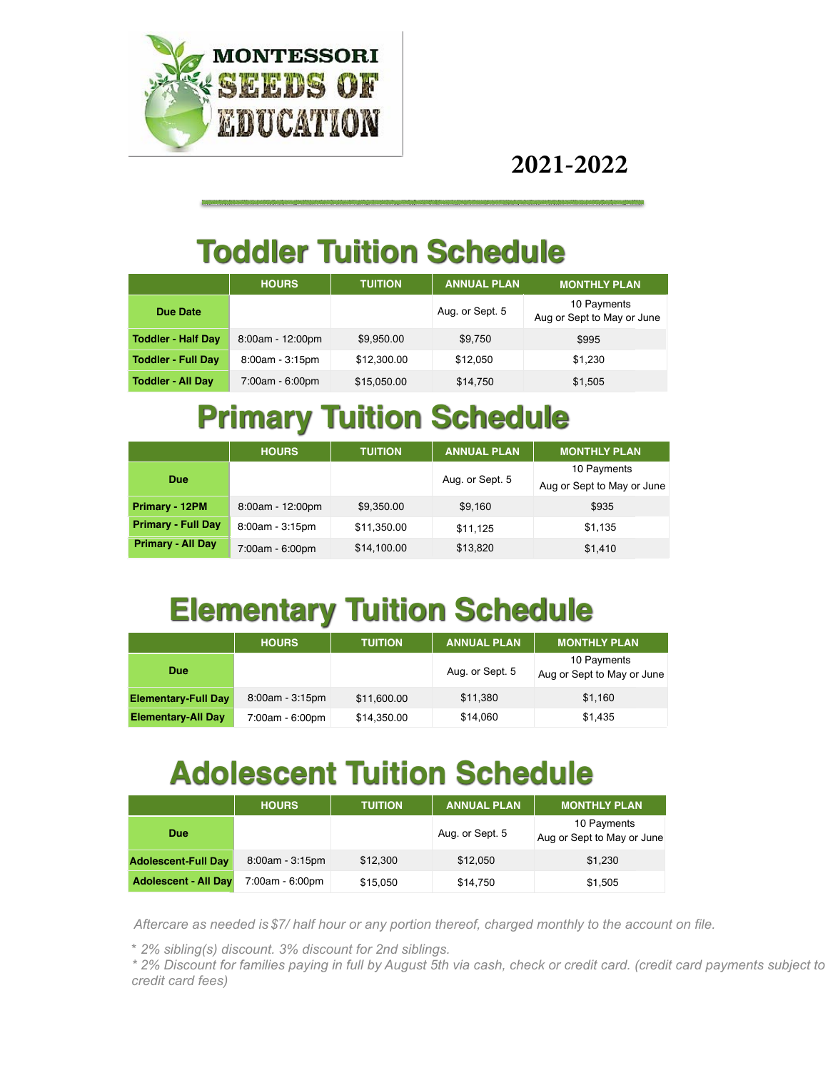MONTESSORI SEEDS OF EDUCATION

**2021-2022**

# Toddler Tuition Schedule

| | HOURS | TUITION | ANNUAL PLAN | MONTHLY PLAN |
|---|---|---|---|---|
| **Due Date** | | | Aug. or Sept. 5 | 10 Payments Aug or Sept to May or June |
| **Toddler - Half Day** | 8:00am - 12:00pm | $9,950.00 | $9,750 | $995 |
| **Toddler - Full Day** | 8:00am - 3:15pm | $12,300.00 | $12,050 | $1,230 |
| **Toddler - All Day** | 7:00am - 6:00pm | $15,050.00 | $14,750 | $1,505 |

# Primary Tuition Schedule

| | HOURS | TUITION | ANNUAL PLAN | MONTHLY PLAN |
|---|---|---|---|---|
| **Due** | | | Aug. or Sept. 5 | 10 Payments Aug or Sept to May or June |
| **Primary - 12PM** | 8:00am - 12:00pm | $9,350.00 | $9,160 | $935 |
| **Primary - Full Day** | 8:00am - 3:15pm | $11,350.00 | $11,125 | $1,135 |
| **Primary - All Day** | 7:00am - 6:00pm | $14,100.00 | $13,820 | $1,410 |

# Elementary Tuition Schedule

| | HOURS | TUITION | ANNUAL PLAN | MONTHLY PLAN |
|---|---|---|---|---|
| **Due** | | | Aug. or Sept. 5 | 10 Payments Aug or Sept to May or June |
| **Elementary-Full Day** | 8:00am - 3:15pm | $11,600.00 | $11,380 | $1,160 |
| **Elementary-All Day** | 7:00am - 6:00pm | $14,350.00 | $14,060 | $1,435 |

# Adolescent Tuition Schedule

| | HOURS | TUITION | ANNUAL PLAN | MONTHLY PLAN |
|---|---|---|---|---|
| **Due** | | | Aug. or Sept. 5 | 10 Payments Aug or Sept to May or June |
| **Adolescent-Full Day** | 8:00am - 3:15pm | $12,300 | $12,050 | $1,230 |
| **Adolescent - All Day** | 7:00am - 6:00pm | $15,050 | $14,750 | $1,505 |

*Aftercare as needed is $7/ half hour or any portion thereof, charged monthly to the account on file.*

*\* 2% sibling(s) discount. 3% discount for 2nd siblings.*

*\* 2% Discount for families paying in full by August 5th via cash, check or credit card. (credit card payments subject to credit card fees)*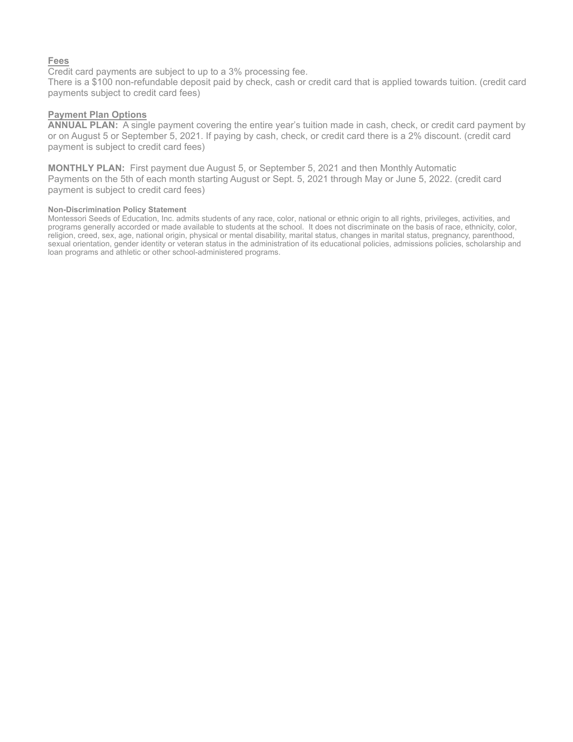## Fees

Credit card payments are subject to up to a 3% processing fee.

There is a $100 non-refundable deposit paid by check, cash or credit card that is applied towards tuition. (credit card payments subject to credit card fees)

## Payment Plan Options

**ANNUAL PLAN:** A single payment covering the entire year's tuition made in cash, check, or credit card payment by or on August 5 or September 5, 2021. If paying by cash, check, or credit card there is a 2% discount. (credit card payment is subject to credit card fees)

**MONTHLY PLAN:** First payment due August 5, or September 5, 2021 and then Monthly Automatic Payments on the 5th of each month starting August or Sept. 5, 2021 through May or June 5, 2022. (credit card payment is subject to credit card fees)

**Non-Discrimination Policy Statement**

Montessori Seeds of Education, Inc. admits students of any race, color, national or ethnic origin to all rights, privileges, activities, and programs generally accorded or made available to students at the school. It does not discriminate on the basis of race, ethnicity, color, religion, creed, sex, age, national origin, physical or mental disability, marital status, changes in marital status, pregnancy, parenthood, sexual orientation, gender identity or veteran status in the administration of its educational policies, admissions policies, scholarship and loan programs and athletic or other school-administered programs.